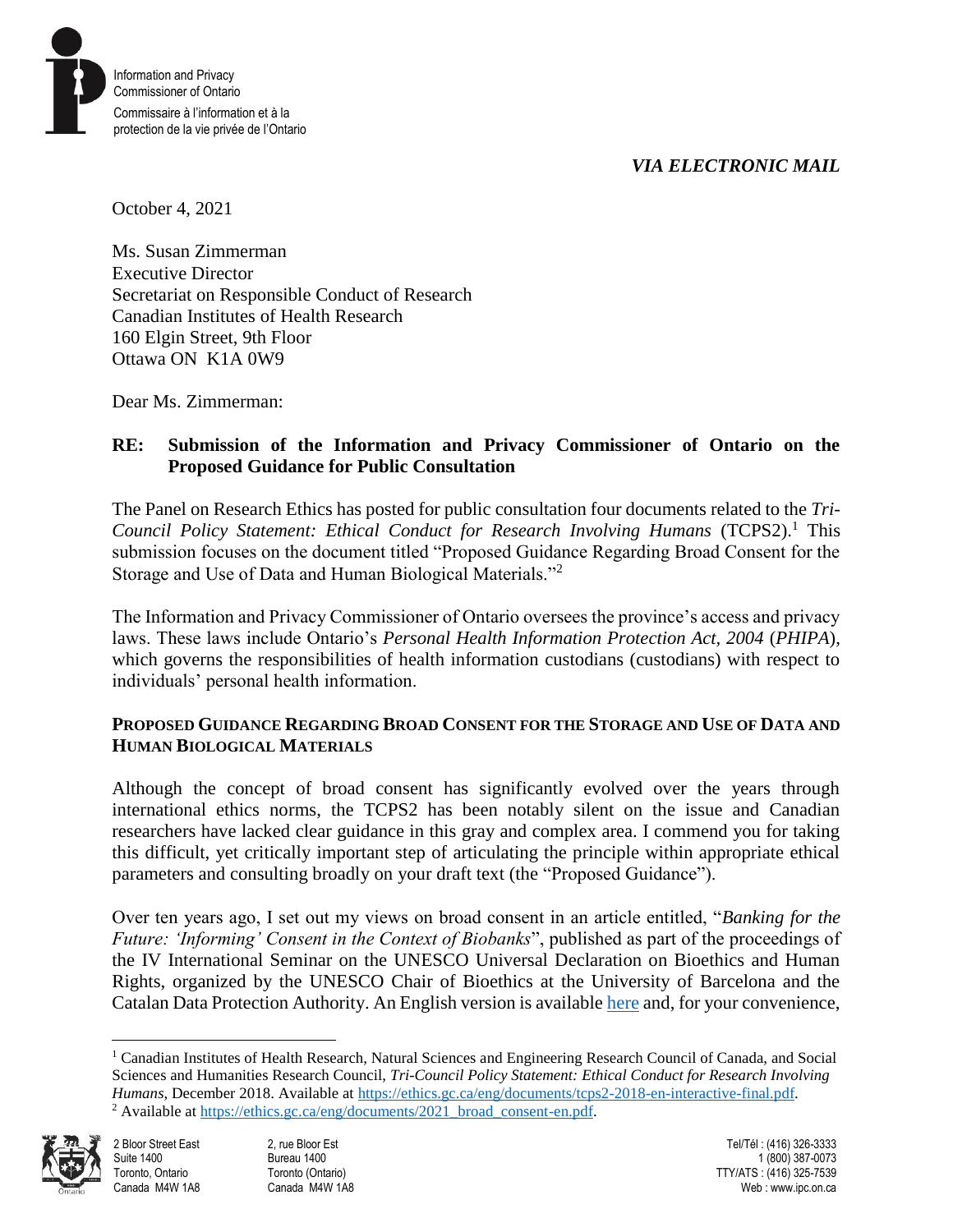Information and Privacy Commissioner of Ontario

Commissaire à l'information et à la protection de la vie privée de l'Ontario

*VIA ELECTRONIC MAIL*

October 4, 2021

Ms. Susan Zimmerman
Executive Director
Secretariat on Responsible Conduct of Research
Canadian Institutes of Health Research
160 Elgin Street, 9th Floor
Ottawa ON K1A 0W9

Dear Ms. Zimmerman:

**RE: Submission of the Information and Privacy Commissioner of Ontario on the Proposed Guidance for Public Consultation**

The Panel on Research Ethics has posted for public consultation four documents related to the *Tri-Council Policy Statement: Ethical Conduct for Research Involving Humans* (TCPS2).[1] This submission focuses on the document titled "Proposed Guidance Regarding Broad Consent for the Storage and Use of Data and Human Biological Materials."[2]

The Information and Privacy Commissioner of Ontario oversees the province's access and privacy laws. These laws include Ontario's *Personal Health Information Protection Act, 2004* (*PHIPA*), which governs the responsibilities of health information custodians (custodians) with respect to individuals' personal health information.

**PROPOSED GUIDANCE REGARDING BROAD CONSENT FOR THE STORAGE AND USE OF DATA AND HUMAN BIOLOGICAL MATERIALS**

Although the concept of broad consent has significantly evolved over the years through international ethics norms, the TCPS2 has been notably silent on the issue and Canadian researchers have lacked clear guidance in this gray and complex area. I commend you for taking this difficult, yet critically important step of articulating the principle within appropriate ethical parameters and consulting broadly on your draft text (the "Proposed Guidance").

Over ten years ago, I set out my views on broad consent in an article entitled, "*Banking for the Future: 'Informing' Consent in the Context of Biobanks*", published as part of the proceedings of the IV International Seminar on the UNESCO Universal Declaration on Bioethics and Human Rights, organized by the UNESCO Chair of Bioethics at the University of Barcelona and the Catalan Data Protection Authority. An English version is available here and, for your convenience,

---

[1] Canadian Institutes of Health Research, Natural Sciences and Engineering Research Council of Canada, and Social Sciences and Humanities Research Council, *Tri-Council Policy Statement: Ethical Conduct for Research Involving Humans*, December 2018. Available at https://ethics.gc.ca/eng/documents/tcps2-2018-en-interactive-final.pdf.

[2] Available at https://ethics.gc.ca/eng/documents/2021_broad_consent-en.pdf.

2 Bloor Street East
Suite 1400
Toronto, Ontario
Canada M4W 1A8

2, rue Bloor Est
Bureau 1400
Toronto (Ontario)
Canada M4W 1A8

Tel/Tél : (416) 326-3333
1 (800) 387-0073
TTY/ATS : (416) 325-7539
Web : www.ipc.on.ca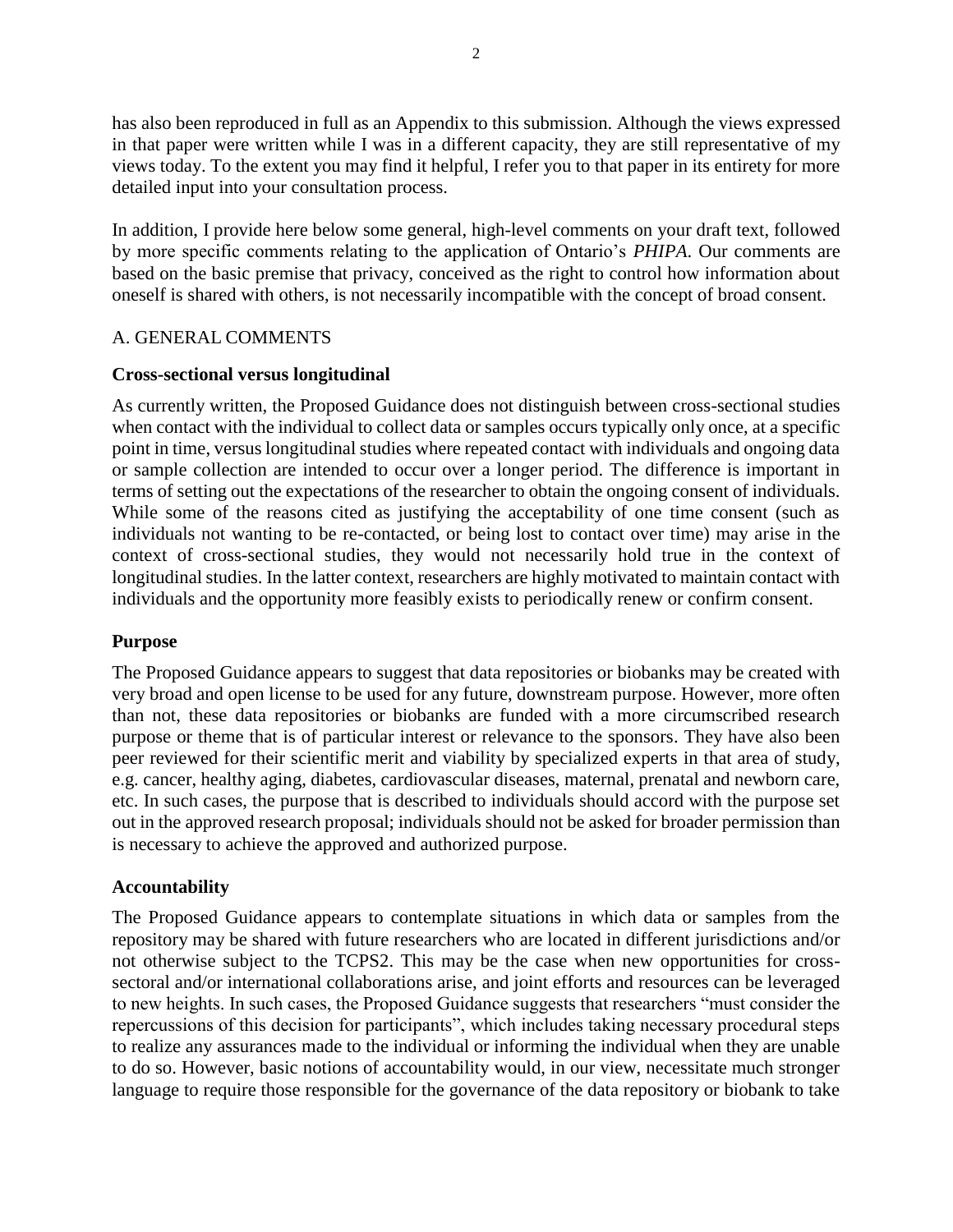has also been reproduced in full as an Appendix to this submission. Although the views expressed in that paper were written while I was in a different capacity, they are still representative of my views today. To the extent you may find it helpful, I refer you to that paper in its entirety for more detailed input into your consultation process.

In addition, I provide here below some general, high-level comments on your draft text, followed by more specific comments relating to the application of Ontario's *PHIPA*. Our comments are based on the basic premise that privacy, conceived as the right to control how information about oneself is shared with others, is not necessarily incompatible with the concept of broad consent.

## A. GENERAL COMMENTS

### Cross-sectional versus longitudinal

As currently written, the Proposed Guidance does not distinguish between cross-sectional studies when contact with the individual to collect data or samples occurs typically only once, at a specific point in time, versus longitudinal studies where repeated contact with individuals and ongoing data or sample collection are intended to occur over a longer period. The difference is important in terms of setting out the expectations of the researcher to obtain the ongoing consent of individuals. While some of the reasons cited as justifying the acceptability of one time consent (such as individuals not wanting to be re-contacted, or being lost to contact over time) may arise in the context of cross-sectional studies, they would not necessarily hold true in the context of longitudinal studies. In the latter context, researchers are highly motivated to maintain contact with individuals and the opportunity more feasibly exists to periodically renew or confirm consent.

### Purpose

The Proposed Guidance appears to suggest that data repositories or biobanks may be created with very broad and open license to be used for any future, downstream purpose. However, more often than not, these data repositories or biobanks are funded with a more circumscribed research purpose or theme that is of particular interest or relevance to the sponsors. They have also been peer reviewed for their scientific merit and viability by specialized experts in that area of study, e.g. cancer, healthy aging, diabetes, cardiovascular diseases, maternal, prenatal and newborn care, etc. In such cases, the purpose that is described to individuals should accord with the purpose set out in the approved research proposal; individuals should not be asked for broader permission than is necessary to achieve the approved and authorized purpose.

### Accountability

The Proposed Guidance appears to contemplate situations in which data or samples from the repository may be shared with future researchers who are located in different jurisdictions and/or not otherwise subject to the TCPS2. This may be the case when new opportunities for cross-sectoral and/or international collaborations arise, and joint efforts and resources can be leveraged to new heights. In such cases, the Proposed Guidance suggests that researchers "must consider the repercussions of this decision for participants", which includes taking necessary procedural steps to realize any assurances made to the individual or informing the individual when they are unable to do so. However, basic notions of accountability would, in our view, necessitate much stronger language to require those responsible for the governance of the data repository or biobank to take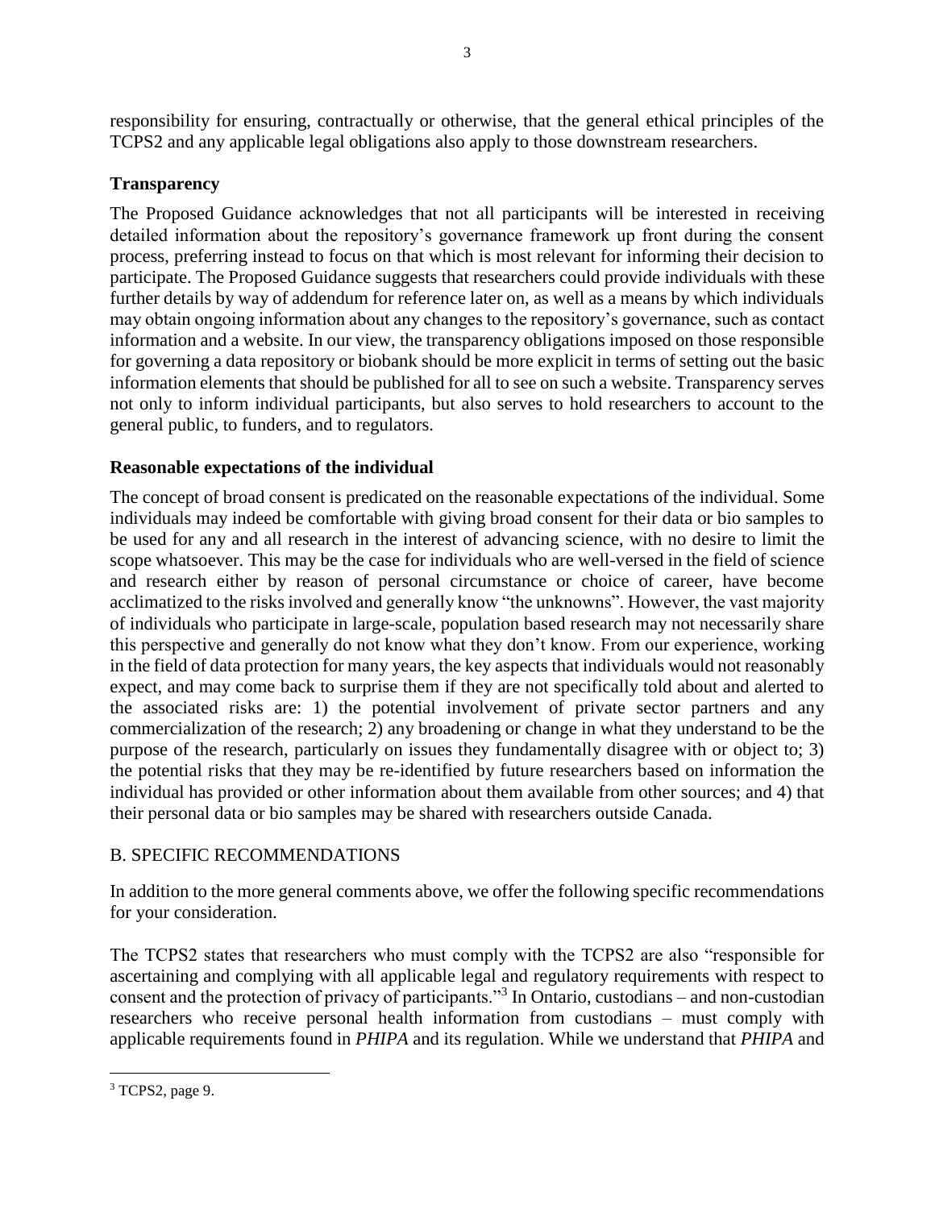responsibility for ensuring, contractually or otherwise, that the general ethical principles of the TCPS2 and any applicable legal obligations also apply to those downstream researchers.

### Transparency

The Proposed Guidance acknowledges that not all participants will be interested in receiving detailed information about the repository's governance framework up front during the consent process, preferring instead to focus on that which is most relevant for informing their decision to participate. The Proposed Guidance suggests that researchers could provide individuals with these further details by way of addendum for reference later on, as well as a means by which individuals may obtain ongoing information about any changes to the repository's governance, such as contact information and a website. In our view, the transparency obligations imposed on those responsible for governing a data repository or biobank should be more explicit in terms of setting out the basic information elements that should be published for all to see on such a website. Transparency serves not only to inform individual participants, but also serves to hold researchers to account to the general public, to funders, and to regulators.

### Reasonable expectations of the individual

The concept of broad consent is predicated on the reasonable expectations of the individual. Some individuals may indeed be comfortable with giving broad consent for their data or bio samples to be used for any and all research in the interest of advancing science, with no desire to limit the scope whatsoever. This may be the case for individuals who are well-versed in the field of science and research either by reason of personal circumstance or choice of career, have become acclimatized to the risks involved and generally know "the unknowns". However, the vast majority of individuals who participate in large-scale, population based research may not necessarily share this perspective and generally do not know what they don't know. From our experience, working in the field of data protection for many years, the key aspects that individuals would not reasonably expect, and may come back to surprise them if they are not specifically told about and alerted to the associated risks are: 1) the potential involvement of private sector partners and any commercialization of the research; 2) any broadening or change in what they understand to be the purpose of the research, particularly on issues they fundamentally disagree with or object to; 3) the potential risks that they may be re-identified by future researchers based on information the individual has provided or other information about them available from other sources; and 4) that their personal data or bio samples may be shared with researchers outside Canada.

## B. SPECIFIC RECOMMENDATIONS

In addition to the more general comments above, we offer the following specific recommendations for your consideration.

The TCPS2 states that researchers who must comply with the TCPS2 are also "responsible for ascertaining and complying with all applicable legal and regulatory requirements with respect to consent and the protection of privacy of participants."[3] In Ontario, custodians – and non-custodian researchers who receive personal health information from custodians – must comply with applicable requirements found in *PHIPA* and its regulation. While we understand that *PHIPA* and

[3] TCPS2, page 9.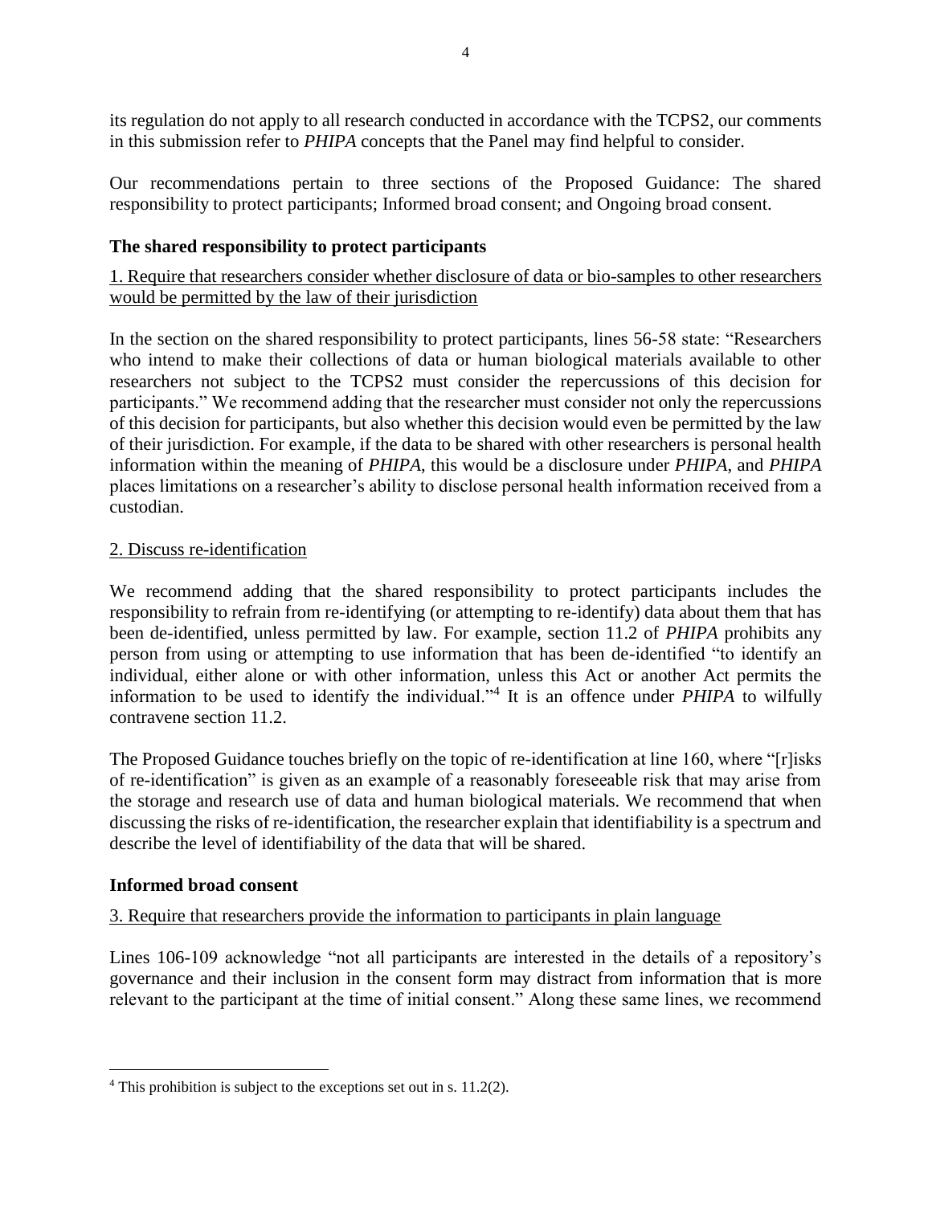its regulation do not apply to all research conducted in accordance with the TCPS2, our comments in this submission refer to *PHIPA* concepts that the Panel may find helpful to consider.

Our recommendations pertain to three sections of the Proposed Guidance: The shared responsibility to protect participants; Informed broad consent; and Ongoing broad consent.

## The shared responsibility to protect participants

### 1. Require that researchers consider whether disclosure of data or bio-samples to other researchers would be permitted by the law of their jurisdiction

In the section on the shared responsibility to protect participants, lines 56-58 state: "Researchers who intend to make their collections of data or human biological materials available to other researchers not subject to the TCPS2 must consider the repercussions of this decision for participants." We recommend adding that the researcher must consider not only the repercussions of this decision for participants, but also whether this decision would even be permitted by the law of their jurisdiction. For example, if the data to be shared with other researchers is personal health information within the meaning of *PHIPA*, this would be a disclosure under *PHIPA*, and *PHIPA* places limitations on a researcher's ability to disclose personal health information received from a custodian.

### 2. Discuss re-identification

We recommend adding that the shared responsibility to protect participants includes the responsibility to refrain from re-identifying (or attempting to re-identify) data about them that has been de-identified, unless permitted by law. For example, section 11.2 of *PHIPA* prohibits any person from using or attempting to use information that has been de-identified "to identify an individual, either alone or with other information, unless this Act or another Act permits the information to be used to identify the individual."[4] It is an offence under *PHIPA* to wilfully contravene section 11.2.

The Proposed Guidance touches briefly on the topic of re-identification at line 160, where "[r]isks of re-identification" is given as an example of a reasonably foreseeable risk that may arise from the storage and research use of data and human biological materials. We recommend that when discussing the risks of re-identification, the researcher explain that identifiability is a spectrum and describe the level of identifiability of the data that will be shared.

## Informed broad consent

### 3. Require that researchers provide the information to participants in plain language

Lines 106-109 acknowledge "not all participants are interested in the details of a repository's governance and their inclusion in the consent form may distract from information that is more relevant to the participant at the time of initial consent." Along these same lines, we recommend

[4] This prohibition is subject to the exceptions set out in s. 11.2(2).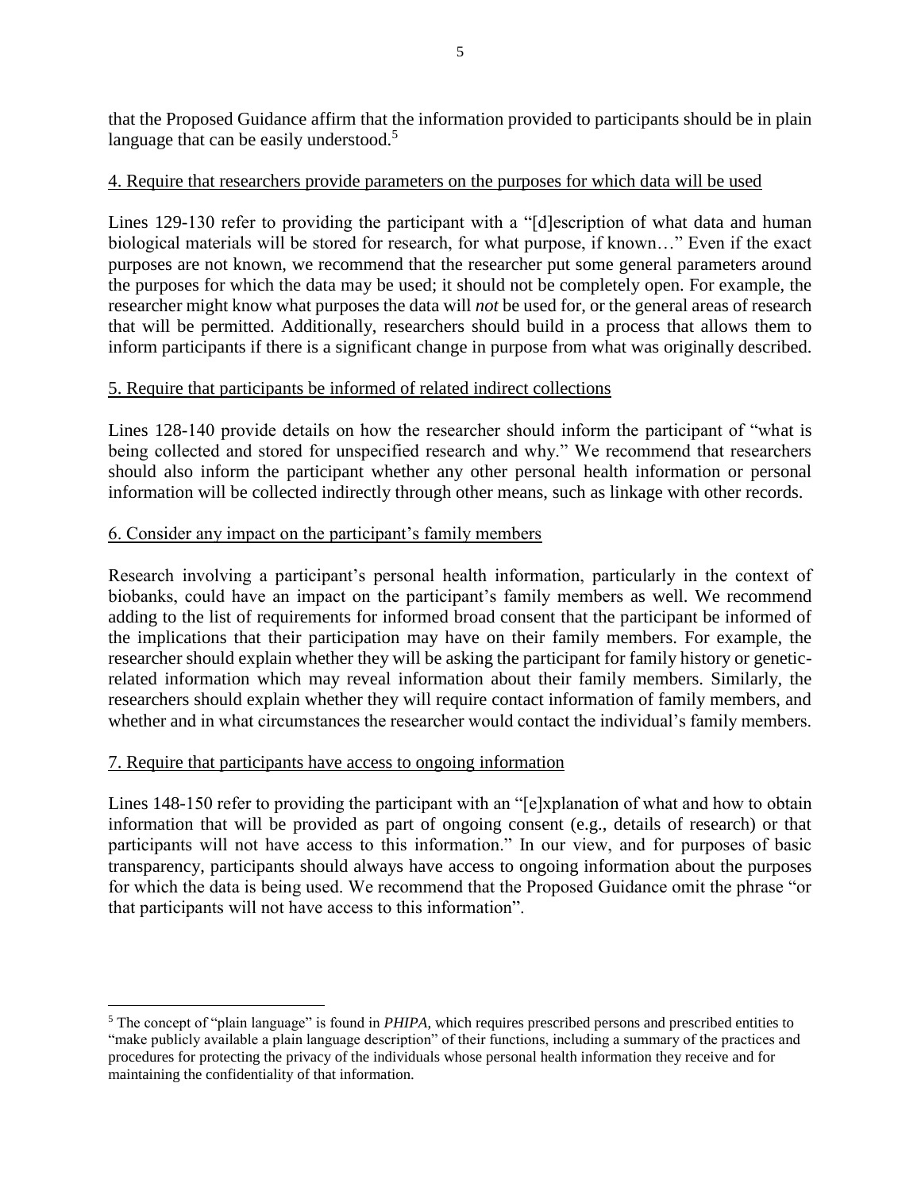that the Proposed Guidance affirm that the information provided to participants should be in plain language that can be easily understood.[5]

4. Require that researchers provide parameters on the purposes for which data will be used

Lines 129-130 refer to providing the participant with a "[d]escription of what data and human biological materials will be stored for research, for what purpose, if known…" Even if the exact purposes are not known, we recommend that the researcher put some general parameters around the purposes for which the data may be used; it should not be completely open. For example, the researcher might know what purposes the data will *not* be used for, or the general areas of research that will be permitted. Additionally, researchers should build in a process that allows them to inform participants if there is a significant change in purpose from what was originally described.

5. Require that participants be informed of related indirect collections

Lines 128-140 provide details on how the researcher should inform the participant of "what is being collected and stored for unspecified research and why." We recommend that researchers should also inform the participant whether any other personal health information or personal information will be collected indirectly through other means, such as linkage with other records.

6. Consider any impact on the participant's family members

Research involving a participant's personal health information, particularly in the context of biobanks, could have an impact on the participant's family members as well. We recommend adding to the list of requirements for informed broad consent that the participant be informed of the implications that their participation may have on their family members. For example, the researcher should explain whether they will be asking the participant for family history or genetic-related information which may reveal information about their family members. Similarly, the researchers should explain whether they will require contact information of family members, and whether and in what circumstances the researcher would contact the individual's family members.

7. Require that participants have access to ongoing information

Lines 148-150 refer to providing the participant with an "[e]xplanation of what and how to obtain information that will be provided as part of ongoing consent (e.g., details of research) or that participants will not have access to this information." In our view, and for purposes of basic transparency, participants should always have access to ongoing information about the purposes for which the data is being used. We recommend that the Proposed Guidance omit the phrase "or that participants will not have access to this information".

[5] The concept of "plain language" is found in *PHIPA*, which requires prescribed persons and prescribed entities to "make publicly available a plain language description" of their functions, including a summary of the practices and procedures for protecting the privacy of the individuals whose personal health information they receive and for maintaining the confidentiality of that information.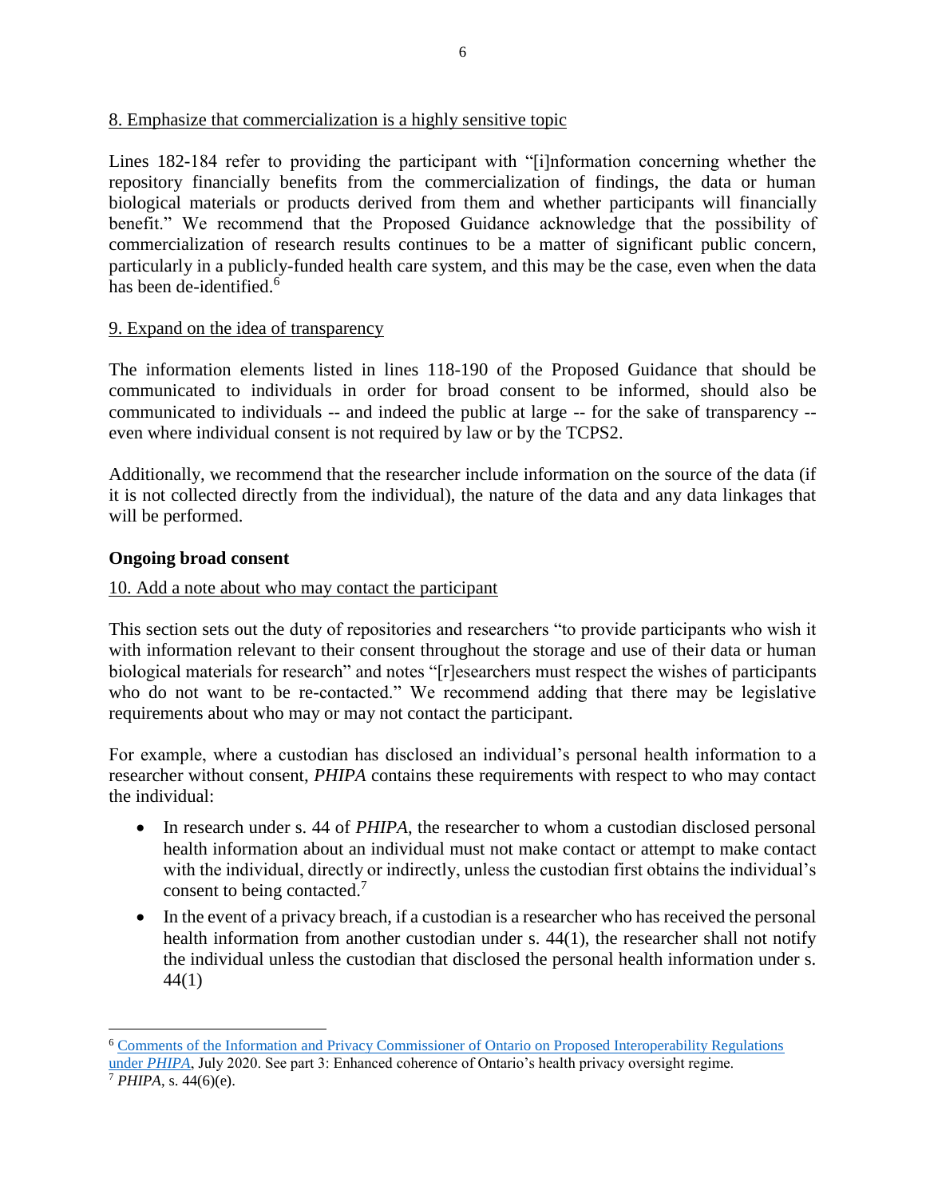8. Emphasize that commercialization is a highly sensitive topic

Lines 182-184 refer to providing the participant with "[i]nformation concerning whether the repository financially benefits from the commercialization of findings, the data or human biological materials or products derived from them and whether participants will financially benefit." We recommend that the Proposed Guidance acknowledge that the possibility of commercialization of research results continues to be a matter of significant public concern, particularly in a publicly-funded health care system, and this may be the case, even when the data has been de-identified.[6]

9. Expand on the idea of transparency

The information elements listed in lines 118-190 of the Proposed Guidance that should be communicated to individuals in order for broad consent to be informed, should also be communicated to individuals -- and indeed the public at large -- for the sake of transparency -- even where individual consent is not required by law or by the TCPS2.

Additionally, we recommend that the researcher include information on the source of the data (if it is not collected directly from the individual), the nature of the data and any data linkages that will be performed.

**Ongoing broad consent**

10. Add a note about who may contact the participant

This section sets out the duty of repositories and researchers "to provide participants who wish it with information relevant to their consent throughout the storage and use of their data or human biological materials for research" and notes "[r]esearchers must respect the wishes of participants who do not want to be re-contacted." We recommend adding that there may be legislative requirements about who may or may not contact the participant.

For example, where a custodian has disclosed an individual's personal health information to a researcher without consent, *PHIPA* contains these requirements with respect to who may contact the individual:

- In research under s. 44 of *PHIPA*, the researcher to whom a custodian disclosed personal health information about an individual must not make contact or attempt to make contact with the individual, directly or indirectly, unless the custodian first obtains the individual's consent to being contacted.[7]
- In the event of a privacy breach, if a custodian is a researcher who has received the personal health information from another custodian under s. 44(1), the researcher shall not notify the individual unless the custodian that disclosed the personal health information under s. 44(1)

---

[6] Comments of the Information and Privacy Commissioner of Ontario on Proposed Interoperability Regulations under *PHIPA*, July 2020. See part 3: Enhanced coherence of Ontario's health privacy oversight regime.

[7] *PHIPA*, s. 44(6)(e).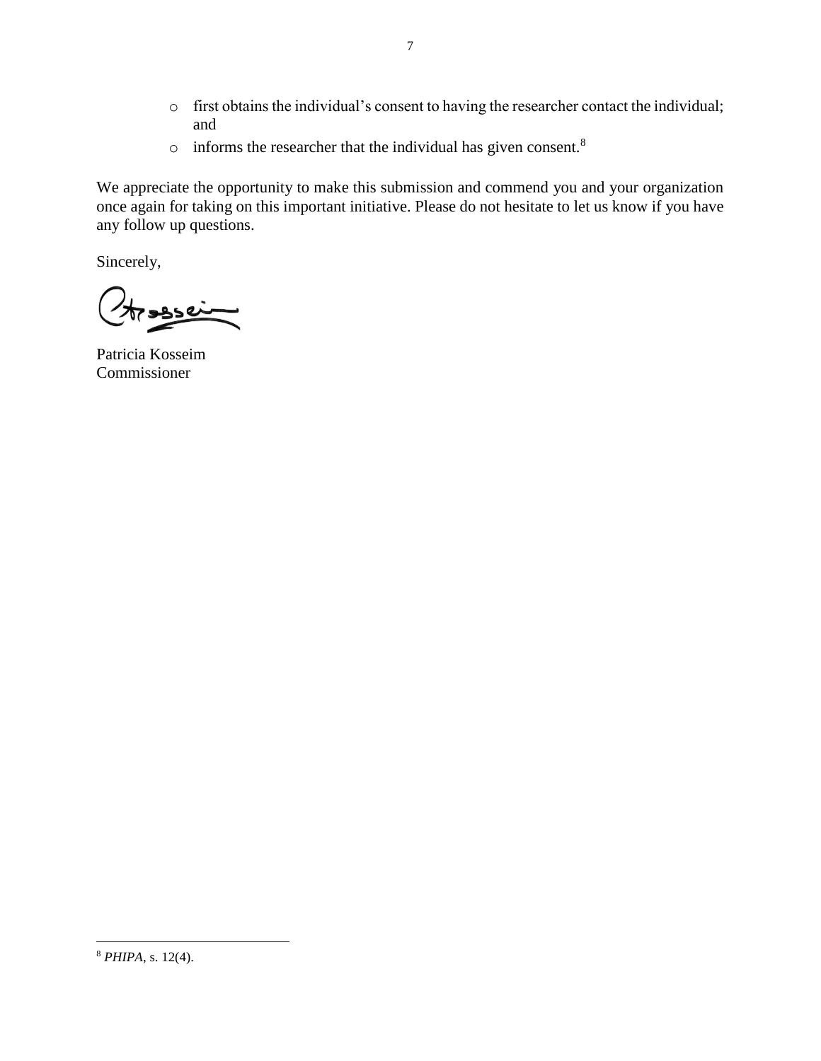- first obtains the individual's consent to having the researcher contact the individual; and
- informs the researcher that the individual has given consent.[8]

We appreciate the opportunity to make this submission and commend you and your organization once again for taking on this important initiative. Please do not hesitate to let us know if you have any follow up questions.

Sincerely,

Patricia Kosseim
Commissioner

---

[8] *PHIPA*, s. 12(4).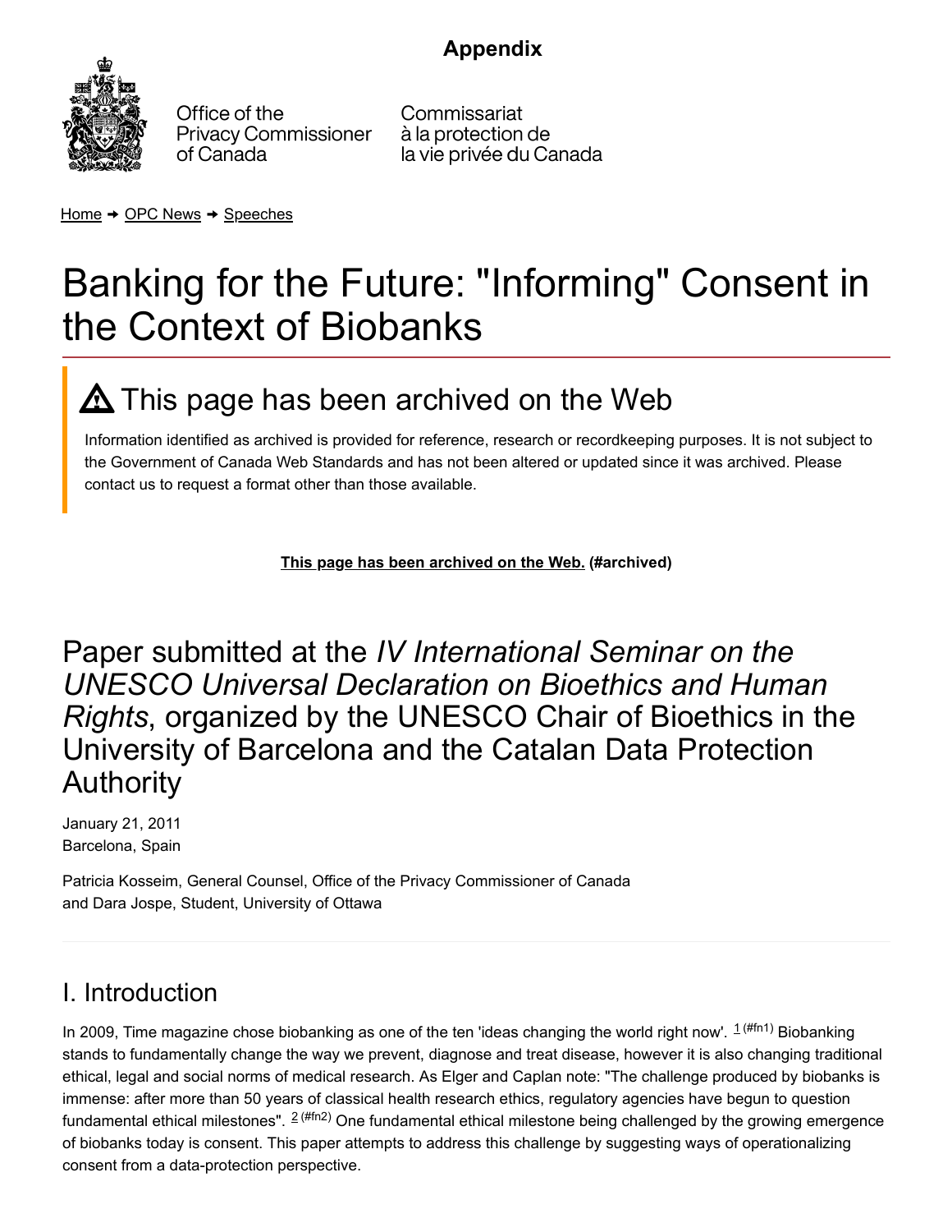**Appendix**

Office of the Privacy Commissioner of Canada

Commissariat à la protection de la vie privée du Canada

Home ➜ OPC News ➜ Speeches

# Banking for the Future: "Informing" Consent in the Context of Biobanks

## ⚠ This page has been archived on the Web

Information identified as archived is provided for reference, research or recordkeeping purposes. It is not subject to the Government of Canada Web Standards and has not been altered or updated since it was archived. Please contact us to request a format other than those available.

**This page has been archived on the Web. (#archived)**

## Paper submitted at the *IV International Seminar on the UNESCO Universal Declaration on Bioethics and Human Rights*, organized by the UNESCO Chair of Bioethics in the University of Barcelona and the Catalan Data Protection Authority

January 21, 2011
Barcelona, Spain

Patricia Kosseim, General Counsel, Office of the Privacy Commissioner of Canada
and Dara Jospe, Student, University of Ottawa

## I. Introduction

In 2009, Time magazine chose biobanking as one of the ten 'ideas changing the world right now'. [1 (#fn1)] Biobanking stands to fundamentally change the way we prevent, diagnose and treat disease, however it is also changing traditional ethical, legal and social norms of medical research. As Elger and Caplan note: "The challenge produced by biobanks is immense: after more than 50 years of classical health research ethics, regulatory agencies have begun to question fundamental ethical milestones". [2 (#fn2)] One fundamental ethical milestone being challenged by the growing emergence of biobanks today is consent. This paper attempts to address this challenge by suggesting ways of operationalizing consent from a data-protection perspective.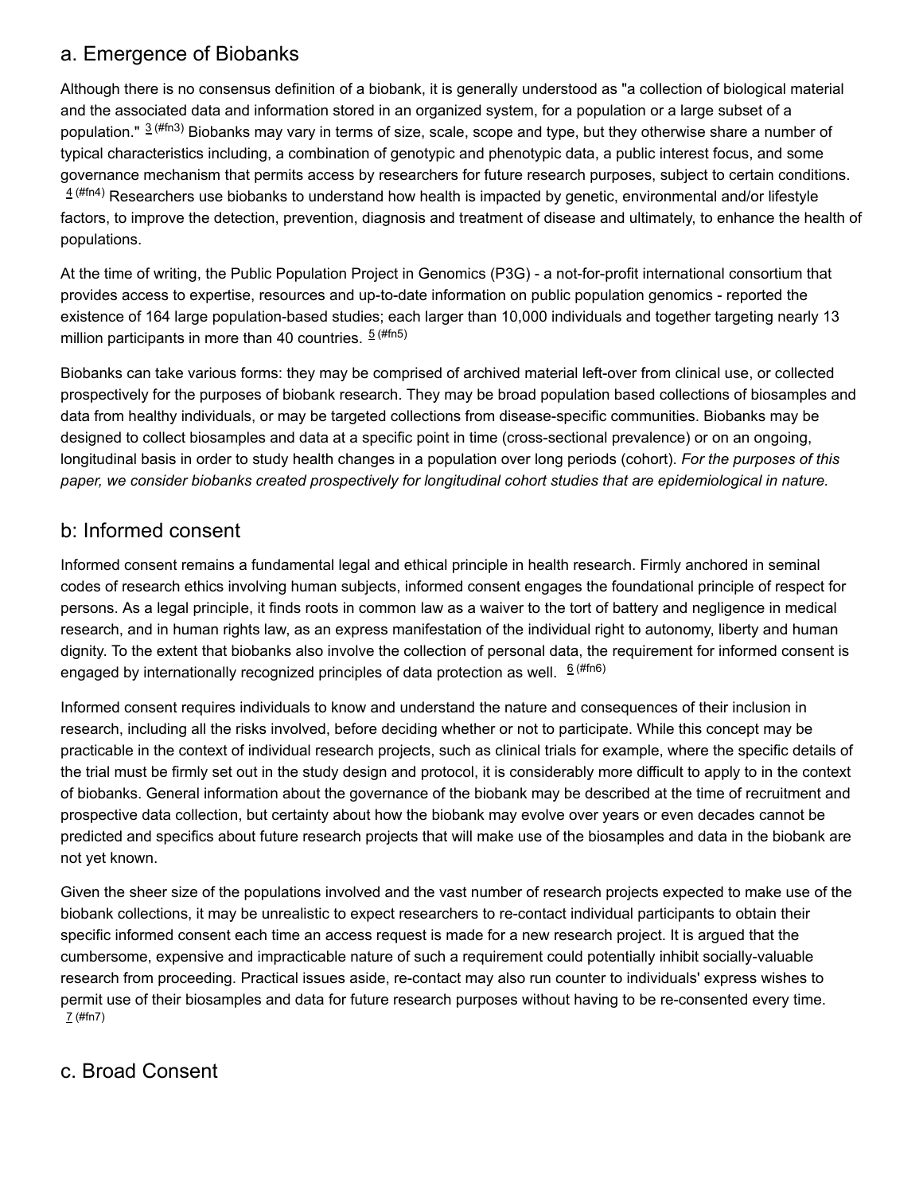## a. Emergence of Biobanks

Although there is no consensus definition of a biobank, it is generally understood as "a collection of biological material and the associated data and information stored in an organized system, for a population or a large subset of a population." [3] Biobanks may vary in terms of size, scale, scope and type, but they otherwise share a number of typical characteristics including, a combination of genotypic and phenotypic data, a public interest focus, and some governance mechanism that permits access by researchers for future research purposes, subject to certain conditions. [4] Researchers use biobanks to understand how health is impacted by genetic, environmental and/or lifestyle factors, to improve the detection, prevention, diagnosis and treatment of disease and ultimately, to enhance the health of populations.

At the time of writing, the Public Population Project in Genomics (P3G) - a not-for-profit international consortium that provides access to expertise, resources and up-to-date information on public population genomics - reported the existence of 164 large population-based studies; each larger than 10,000 individuals and together targeting nearly 13 million participants in more than 40 countries. [5]

Biobanks can take various forms: they may be comprised of archived material left-over from clinical use, or collected prospectively for the purposes of biobank research. They may be broad population based collections of biosamples and data from healthy individuals, or may be targeted collections from disease-specific communities. Biobanks may be designed to collect biosamples and data at a specific point in time (cross-sectional prevalence) or on an ongoing, longitudinal basis in order to study health changes in a population over long periods (cohort). *For the purposes of this paper, we consider biobanks created prospectively for longitudinal cohort studies that are epidemiological in nature.*

## b: Informed consent

Informed consent remains a fundamental legal and ethical principle in health research. Firmly anchored in seminal codes of research ethics involving human subjects, informed consent engages the foundational principle of respect for persons. As a legal principle, it finds roots in common law as a waiver to the tort of battery and negligence in medical research, and in human rights law, as an express manifestation of the individual right to autonomy, liberty and human dignity. To the extent that biobanks also involve the collection of personal data, the requirement for informed consent is engaged by internationally recognized principles of data protection as well. [6]

Informed consent requires individuals to know and understand the nature and consequences of their inclusion in research, including all the risks involved, before deciding whether or not to participate. While this concept may be practicable in the context of individual research projects, such as clinical trials for example, where the specific details of the trial must be firmly set out in the study design and protocol, it is considerably more difficult to apply to in the context of biobanks. General information about the governance of the biobank may be described at the time of recruitment and prospective data collection, but certainty about how the biobank may evolve over years or even decades cannot be predicted and specifics about future research projects that will make use of the biosamples and data in the biobank are not yet known.

Given the sheer size of the populations involved and the vast number of research projects expected to make use of the biobank collections, it may be unrealistic to expect researchers to re-contact individual participants to obtain their specific informed consent each time an access request is made for a new research project. It is argued that the cumbersome, expensive and impracticable nature of such a requirement could potentially inhibit socially-valuable research from proceeding. Practical issues aside, re-contact may also run counter to individuals' express wishes to permit use of their biosamples and data for future research purposes without having to be re-consented every time. [7]

## c. Broad Consent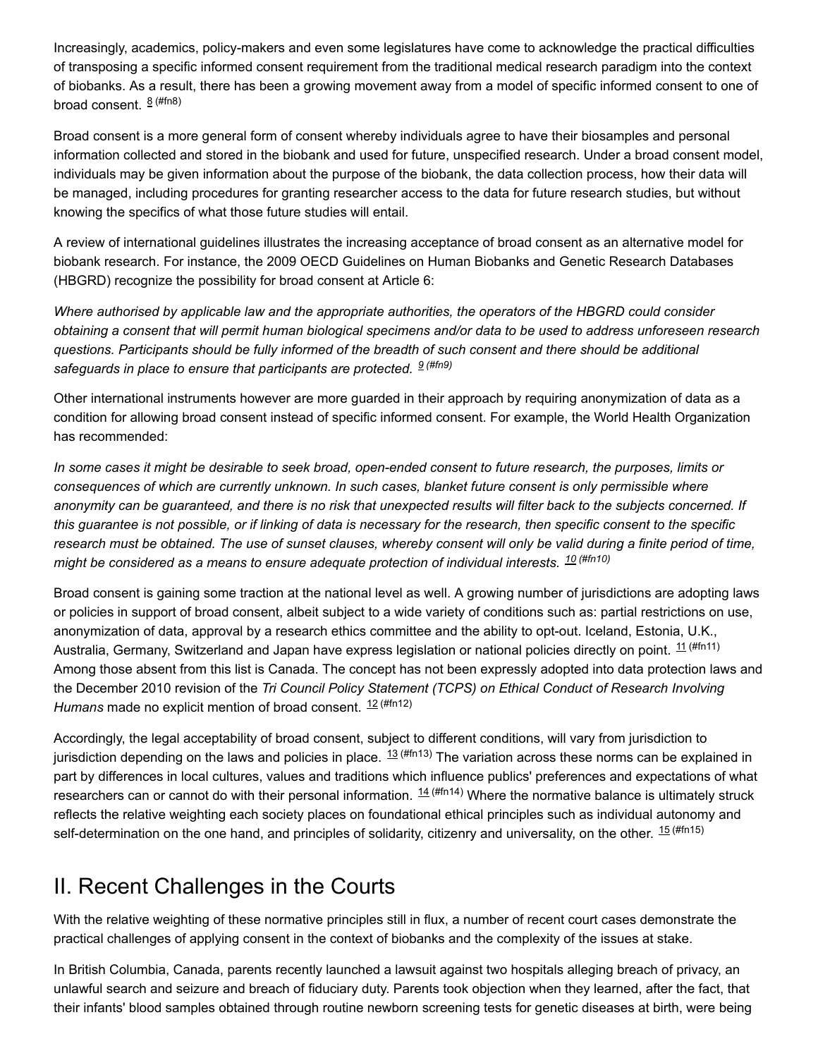Increasingly, academics, policy-makers and even some legislatures have come to acknowledge the practical difficulties of transposing a specific informed consent requirement from the traditional medical research paradigm into the context of biobanks. As a result, there has been a growing movement away from a model of specific informed consent to one of broad consent. [8 (#fn8)]

Broad consent is a more general form of consent whereby individuals agree to have their biosamples and personal information collected and stored in the biobank and used for future, unspecified research. Under a broad consent model, individuals may be given information about the purpose of the biobank, the data collection process, how their data will be managed, including procedures for granting researcher access to the data for future research studies, but without knowing the specifics of what those future studies will entail.

A review of international guidelines illustrates the increasing acceptance of broad consent as an alternative model for biobank research. For instance, the 2009 OECD Guidelines on Human Biobanks and Genetic Research Databases (HBGRD) recognize the possibility for broad consent at Article 6:

*Where authorised by applicable law and the appropriate authorities, the operators of the HBGRD could consider obtaining a consent that will permit human biological specimens and/or data to be used to address unforeseen research questions. Participants should be fully informed of the breadth of such consent and there should be additional safeguards in place to ensure that participants are protected.* [9 (#fn9)]

Other international instruments however are more guarded in their approach by requiring anonymization of data as a condition for allowing broad consent instead of specific informed consent. For example, the World Health Organization has recommended:

*In some cases it might be desirable to seek broad, open-ended consent to future research, the purposes, limits or consequences of which are currently unknown. In such cases, blanket future consent is only permissible where anonymity can be guaranteed, and there is no risk that unexpected results will filter back to the subjects concerned. If this guarantee is not possible, or if linking of data is necessary for the research, then specific consent to the specific research must be obtained. The use of sunset clauses, whereby consent will only be valid during a finite period of time, might be considered as a means to ensure adequate protection of individual interests.* [10 (#fn10)]

Broad consent is gaining some traction at the national level as well. A growing number of jurisdictions are adopting laws or policies in support of broad consent, albeit subject to a wide variety of conditions such as: partial restrictions on use, anonymization of data, approval by a research ethics committee and the ability to opt-out. Iceland, Estonia, U.K., Australia, Germany, Switzerland and Japan have express legislation or national policies directly on point. [11 (#fn11)] Among those absent from this list is Canada. The concept has not been expressly adopted into data protection laws and the December 2010 revision of the *Tri Council Policy Statement (TCPS) on Ethical Conduct of Research Involving Humans* made no explicit mention of broad consent. [12 (#fn12)]

Accordingly, the legal acceptability of broad consent, subject to different conditions, will vary from jurisdiction to jurisdiction depending on the laws and policies in place. [13 (#fn13)] The variation across these norms can be explained in part by differences in local cultures, values and traditions which influence publics' preferences and expectations of what researchers can or cannot do with their personal information. [14 (#fn14)] Where the normative balance is ultimately struck reflects the relative weighting each society places on foundational ethical principles such as individual autonomy and self-determination on the one hand, and principles of solidarity, citizenry and universality, on the other. [15 (#fn15)]

## II. Recent Challenges in the Courts

With the relative weighting of these normative principles still in flux, a number of recent court cases demonstrate the practical challenges of applying consent in the context of biobanks and the complexity of the issues at stake.

In British Columbia, Canada, parents recently launched a lawsuit against two hospitals alleging breach of privacy, an unlawful search and seizure and breach of fiduciary duty. Parents took objection when they learned, after the fact, that their infants' blood samples obtained through routine newborn screening tests for genetic diseases at birth, were being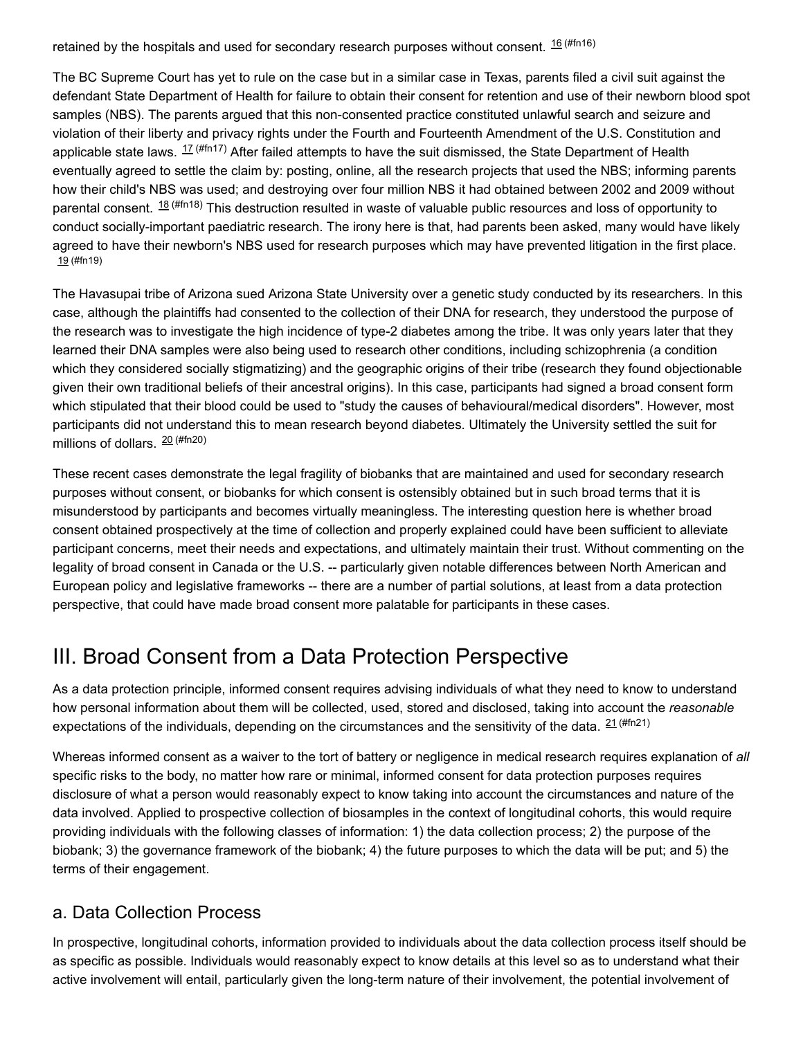retained by the hospitals and used for secondary research purposes without consent. [16]

The BC Supreme Court has yet to rule on the case but in a similar case in Texas, parents filed a civil suit against the defendant State Department of Health for failure to obtain their consent for retention and use of their newborn blood spot samples (NBS). The parents argued that this non-consented practice constituted unlawful search and seizure and violation of their liberty and privacy rights under the Fourth and Fourteenth Amendment of the U.S. Constitution and applicable state laws. [17] After failed attempts to have the suit dismissed, the State Department of Health eventually agreed to settle the claim by: posting, online, all the research projects that used the NBS; informing parents how their child's NBS was used; and destroying over four million NBS it had obtained between 2002 and 2009 without parental consent. [18] This destruction resulted in waste of valuable public resources and loss of opportunity to conduct socially-important paediatric research. The irony here is that, had parents been asked, many would have likely agreed to have their newborn's NBS used for research purposes which may have prevented litigation in the first place. [19]

The Havasupai tribe of Arizona sued Arizona State University over a genetic study conducted by its researchers. In this case, although the plaintiffs had consented to the collection of their DNA for research, they understood the purpose of the research was to investigate the high incidence of type-2 diabetes among the tribe. It was only years later that they learned their DNA samples were also being used to research other conditions, including schizophrenia (a condition which they considered socially stigmatizing) and the geographic origins of their tribe (research they found objectionable given their own traditional beliefs of their ancestral origins). In this case, participants had signed a broad consent form which stipulated that their blood could be used to "study the causes of behavioural/medical disorders". However, most participants did not understand this to mean research beyond diabetes. Ultimately the University settled the suit for millions of dollars. [20]

These recent cases demonstrate the legal fragility of biobanks that are maintained and used for secondary research purposes without consent, or biobanks for which consent is ostensibly obtained but in such broad terms that it is misunderstood by participants and becomes virtually meaningless. The interesting question here is whether broad consent obtained prospectively at the time of collection and properly explained could have been sufficient to alleviate participant concerns, meet their needs and expectations, and ultimately maintain their trust. Without commenting on the legality of broad consent in Canada or the U.S. -- particularly given notable differences between North American and European policy and legislative frameworks -- there are a number of partial solutions, at least from a data protection perspective, that could have made broad consent more palatable for participants in these cases.

# III. Broad Consent from a Data Protection Perspective

As a data protection principle, informed consent requires advising individuals of what they need to know to understand how personal information about them will be collected, used, stored and disclosed, taking into account the *reasonable* expectations of the individuals, depending on the circumstances and the sensitivity of the data. [21]

Whereas informed consent as a waiver to the tort of battery or negligence in medical research requires explanation of *all* specific risks to the body, no matter how rare or minimal, informed consent for data protection purposes requires disclosure of what a person would reasonably expect to know taking into account the circumstances and nature of the data involved. Applied to prospective collection of biosamples in the context of longitudinal cohorts, this would require providing individuals with the following classes of information: 1) the data collection process; 2) the purpose of the biobank; 3) the governance framework of the biobank; 4) the future purposes to which the data will be put; and 5) the terms of their engagement.

## a. Data Collection Process

In prospective, longitudinal cohorts, information provided to individuals about the data collection process itself should be as specific as possible. Individuals would reasonably expect to know details at this level so as to understand what their active involvement will entail, particularly given the long-term nature of their involvement, the potential involvement of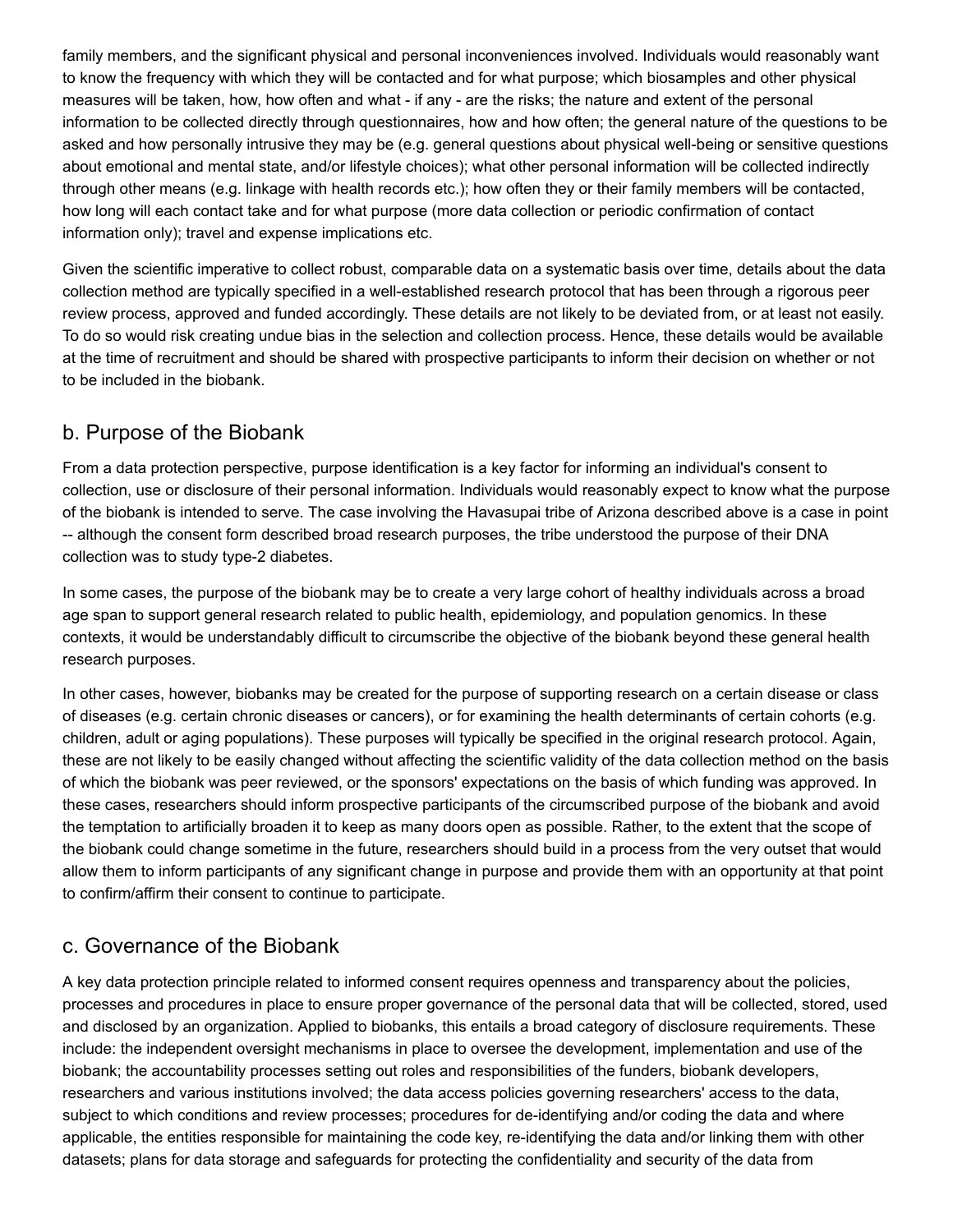family members, and the significant physical and personal inconveniences involved. Individuals would reasonably want to know the frequency with which they will be contacted and for what purpose; which biosamples and other physical measures will be taken, how, how often and what - if any - are the risks; the nature and extent of the personal information to be collected directly through questionnaires, how and how often; the general nature of the questions to be asked and how personally intrusive they may be (e.g. general questions about physical well-being or sensitive questions about emotional and mental state, and/or lifestyle choices); what other personal information will be collected indirectly through other means (e.g. linkage with health records etc.); how often they or their family members will be contacted, how long will each contact take and for what purpose (more data collection or periodic confirmation of contact information only); travel and expense implications etc.

Given the scientific imperative to collect robust, comparable data on a systematic basis over time, details about the data collection method are typically specified in a well-established research protocol that has been through a rigorous peer review process, approved and funded accordingly. These details are not likely to be deviated from, or at least not easily. To do so would risk creating undue bias in the selection and collection process. Hence, these details would be available at the time of recruitment and should be shared with prospective participants to inform their decision on whether or not to be included in the biobank.

## b. Purpose of the Biobank

From a data protection perspective, purpose identification is a key factor for informing an individual's consent to collection, use or disclosure of their personal information. Individuals would reasonably expect to know what the purpose of the biobank is intended to serve. The case involving the Havasupai tribe of Arizona described above is a case in point -- although the consent form described broad research purposes, the tribe understood the purpose of their DNA collection was to study type-2 diabetes.

In some cases, the purpose of the biobank may be to create a very large cohort of healthy individuals across a broad age span to support general research related to public health, epidemiology, and population genomics. In these contexts, it would be understandably difficult to circumscribe the objective of the biobank beyond these general health research purposes.

In other cases, however, biobanks may be created for the purpose of supporting research on a certain disease or class of diseases (e.g. certain chronic diseases or cancers), or for examining the health determinants of certain cohorts (e.g. children, adult or aging populations). These purposes will typically be specified in the original research protocol. Again, these are not likely to be easily changed without affecting the scientific validity of the data collection method on the basis of which the biobank was peer reviewed, or the sponsors' expectations on the basis of which funding was approved. In these cases, researchers should inform prospective participants of the circumscribed purpose of the biobank and avoid the temptation to artificially broaden it to keep as many doors open as possible. Rather, to the extent that the scope of the biobank could change sometime in the future, researchers should build in a process from the very outset that would allow them to inform participants of any significant change in purpose and provide them with an opportunity at that point to confirm/affirm their consent to continue to participate.

## c. Governance of the Biobank

A key data protection principle related to informed consent requires openness and transparency about the policies, processes and procedures in place to ensure proper governance of the personal data that will be collected, stored, used and disclosed by an organization. Applied to biobanks, this entails a broad category of disclosure requirements. These include: the independent oversight mechanisms in place to oversee the development, implementation and use of the biobank; the accountability processes setting out roles and responsibilities of the funders, biobank developers, researchers and various institutions involved; the data access policies governing researchers' access to the data, subject to which conditions and review processes; procedures for de-identifying and/or coding the data and where applicable, the entities responsible for maintaining the code key, re-identifying the data and/or linking them with other datasets; plans for data storage and safeguards for protecting the confidentiality and security of the data from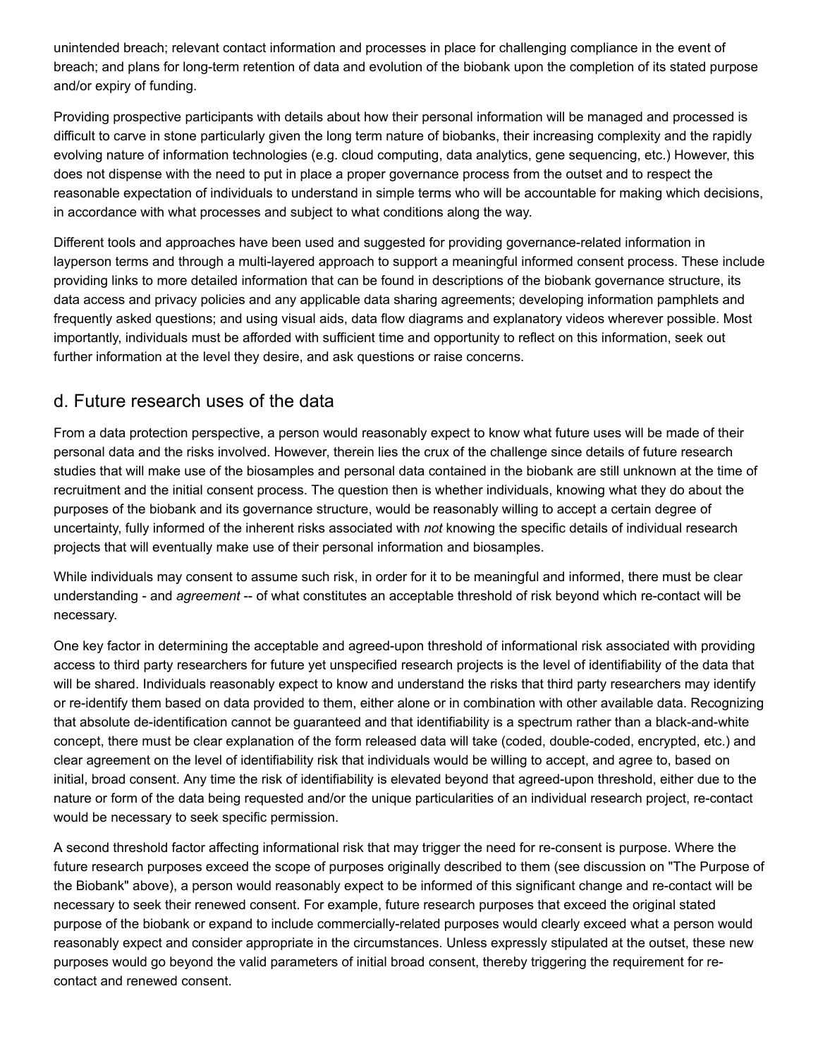unintended breach; relevant contact information and processes in place for challenging compliance in the event of breach; and plans for long-term retention of data and evolution of the biobank upon the completion of its stated purpose and/or expiry of funding.

Providing prospective participants with details about how their personal information will be managed and processed is difficult to carve in stone particularly given the long term nature of biobanks, their increasing complexity and the rapidly evolving nature of information technologies (e.g. cloud computing, data analytics, gene sequencing, etc.) However, this does not dispense with the need to put in place a proper governance process from the outset and to respect the reasonable expectation of individuals to understand in simple terms who will be accountable for making which decisions, in accordance with what processes and subject to what conditions along the way.

Different tools and approaches have been used and suggested for providing governance-related information in layperson terms and through a multi-layered approach to support a meaningful informed consent process. These include providing links to more detailed information that can be found in descriptions of the biobank governance structure, its data access and privacy policies and any applicable data sharing agreements; developing information pamphlets and frequently asked questions; and using visual aids, data flow diagrams and explanatory videos wherever possible. Most importantly, individuals must be afforded with sufficient time and opportunity to reflect on this information, seek out further information at the level they desire, and ask questions or raise concerns.

## d. Future research uses of the data

From a data protection perspective, a person would reasonably expect to know what future uses will be made of their personal data and the risks involved. However, therein lies the crux of the challenge since details of future research studies that will make use of the biosamples and personal data contained in the biobank are still unknown at the time of recruitment and the initial consent process. The question then is whether individuals, knowing what they do about the purposes of the biobank and its governance structure, would be reasonably willing to accept a certain degree of uncertainty, fully informed of the inherent risks associated with *not* knowing the specific details of individual research projects that will eventually make use of their personal information and biosamples.

While individuals may consent to assume such risk, in order for it to be meaningful and informed, there must be clear understanding - and *agreement* -- of what constitutes an acceptable threshold of risk beyond which re-contact will be necessary.

One key factor in determining the acceptable and agreed-upon threshold of informational risk associated with providing access to third party researchers for future yet unspecified research projects is the level of identifiability of the data that will be shared. Individuals reasonably expect to know and understand the risks that third party researchers may identify or re-identify them based on data provided to them, either alone or in combination with other available data. Recognizing that absolute de-identification cannot be guaranteed and that identifiability is a spectrum rather than a black-and-white concept, there must be clear explanation of the form released data will take (coded, double-coded, encrypted, etc.) and clear agreement on the level of identifiability risk that individuals would be willing to accept, and agree to, based on initial, broad consent. Any time the risk of identifiability is elevated beyond that agreed-upon threshold, either due to the nature or form of the data being requested and/or the unique particularities of an individual research project, re-contact would be necessary to seek specific permission.

A second threshold factor affecting informational risk that may trigger the need for re-consent is purpose. Where the future research purposes exceed the scope of purposes originally described to them (see discussion on "The Purpose of the Biobank" above), a person would reasonably expect to be informed of this significant change and re-contact will be necessary to seek their renewed consent. For example, future research purposes that exceed the original stated purpose of the biobank or expand to include commercially-related purposes would clearly exceed what a person would reasonably expect and consider appropriate in the circumstances. Unless expressly stipulated at the outset, these new purposes would go beyond the valid parameters of initial broad consent, thereby triggering the requirement for re-contact and renewed consent.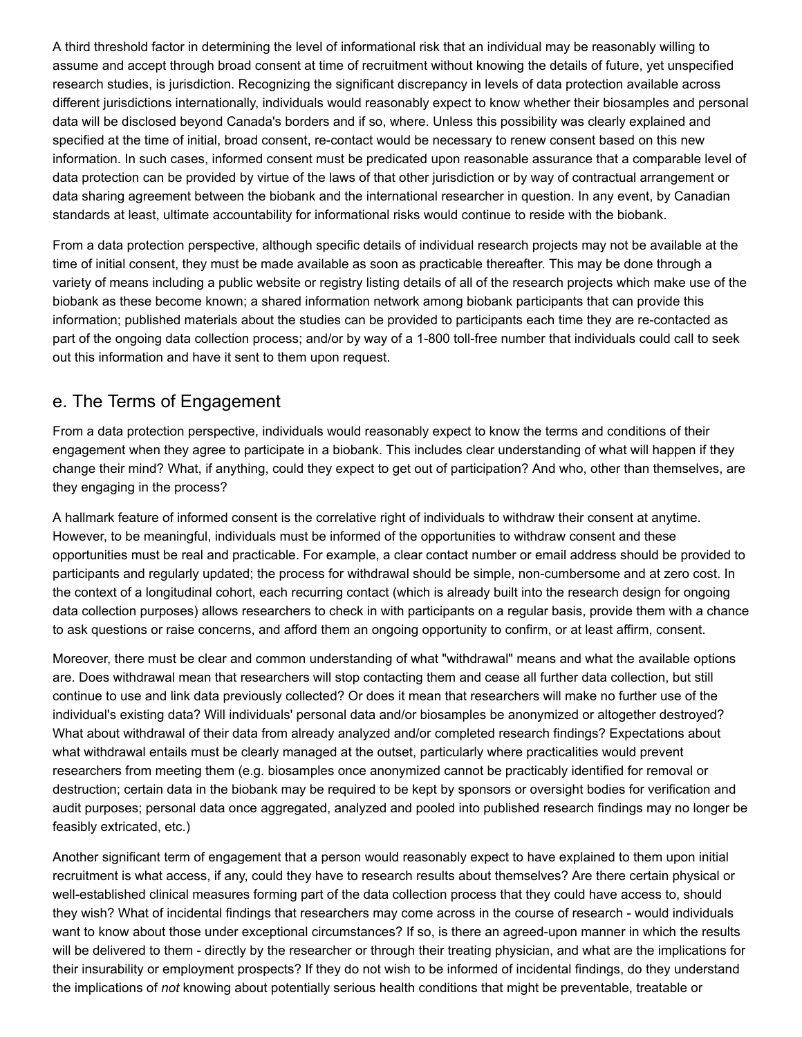A third threshold factor in determining the level of informational risk that an individual may be reasonably willing to assume and accept through broad consent at time of recruitment without knowing the details of future, yet unspecified research studies, is jurisdiction. Recognizing the significant discrepancy in levels of data protection available across different jurisdictions internationally, individuals would reasonably expect to know whether their biosamples and personal data will be disclosed beyond Canada's borders and if so, where. Unless this possibility was clearly explained and specified at the time of initial, broad consent, re-contact would be necessary to renew consent based on this new information. In such cases, informed consent must be predicated upon reasonable assurance that a comparable level of data protection can be provided by virtue of the laws of that other jurisdiction or by way of contractual arrangement or data sharing agreement between the biobank and the international researcher in question. In any event, by Canadian standards at least, ultimate accountability for informational risks would continue to reside with the biobank.

From a data protection perspective, although specific details of individual research projects may not be available at the time of initial consent, they must be made available as soon as practicable thereafter. This may be done through a variety of means including a public website or registry listing details of all of the research projects which make use of the biobank as these become known; a shared information network among biobank participants that can provide this information; published materials about the studies can be provided to participants each time they are re-contacted as part of the ongoing data collection process; and/or by way of a 1-800 toll-free number that individuals could call to seek out this information and have it sent to them upon request.

## e. The Terms of Engagement

From a data protection perspective, individuals would reasonably expect to know the terms and conditions of their engagement when they agree to participate in a biobank. This includes clear understanding of what will happen if they change their mind? What, if anything, could they expect to get out of participation? And who, other than themselves, are they engaging in the process?

A hallmark feature of informed consent is the correlative right of individuals to withdraw their consent at anytime. However, to be meaningful, individuals must be informed of the opportunities to withdraw consent and these opportunities must be real and practicable. For example, a clear contact number or email address should be provided to participants and regularly updated; the process for withdrawal should be simple, non-cumbersome and at zero cost. In the context of a longitudinal cohort, each recurring contact (which is already built into the research design for ongoing data collection purposes) allows researchers to check in with participants on a regular basis, provide them with a chance to ask questions or raise concerns, and afford them an ongoing opportunity to confirm, or at least affirm, consent.

Moreover, there must be clear and common understanding of what "withdrawal" means and what the available options are. Does withdrawal mean that researchers will stop contacting them and cease all further data collection, but still continue to use and link data previously collected? Or does it mean that researchers will make no further use of the individual's existing data? Will individuals' personal data and/or biosamples be anonymized or altogether destroyed? What about withdrawal of their data from already analyzed and/or completed research findings? Expectations about what withdrawal entails must be clearly managed at the outset, particularly where practicalities would prevent researchers from meeting them (e.g. biosamples once anonymized cannot be practicably identified for removal or destruction; certain data in the biobank may be required to be kept by sponsors or oversight bodies for verification and audit purposes; personal data once aggregated, analyzed and pooled into published research findings may no longer be feasibly extricated, etc.)

Another significant term of engagement that a person would reasonably expect to have explained to them upon initial recruitment is what access, if any, could they have to research results about themselves? Are there certain physical or well-established clinical measures forming part of the data collection process that they could have access to, should they wish? What of incidental findings that researchers may come across in the course of research - would individuals want to know about those under exceptional circumstances? If so, is there an agreed-upon manner in which the results will be delivered to them - directly by the researcher or through their treating physician, and what are the implications for their insurability or employment prospects? If they do not wish to be informed of incidental findings, do they understand the implications of *not* knowing about potentially serious health conditions that might be preventable, treatable or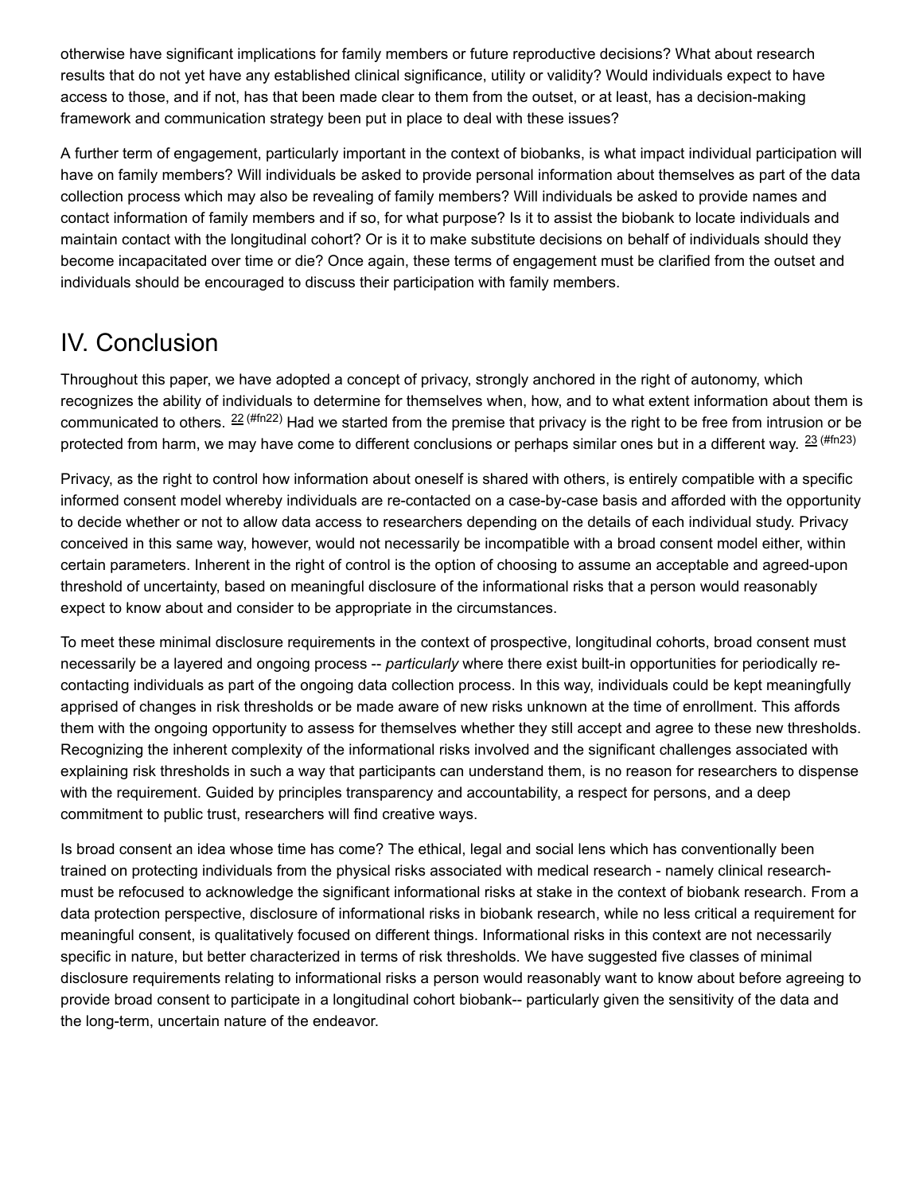otherwise have significant implications for family members or future reproductive decisions? What about research results that do not yet have any established clinical significance, utility or validity? Would individuals expect to have access to those, and if not, has that been made clear to them from the outset, or at least, has a decision-making framework and communication strategy been put in place to deal with these issues?

A further term of engagement, particularly important in the context of biobanks, is what impact individual participation will have on family members? Will individuals be asked to provide personal information about themselves as part of the data collection process which may also be revealing of family members? Will individuals be asked to provide names and contact information of family members and if so, for what purpose? Is it to assist the biobank to locate individuals and maintain contact with the longitudinal cohort? Or is it to make substitute decisions on behalf of individuals should they become incapacitated over time or die? Once again, these terms of engagement must be clarified from the outset and individuals should be encouraged to discuss their participation with family members.

## IV. Conclusion

Throughout this paper, we have adopted a concept of privacy, strongly anchored in the right of autonomy, which recognizes the ability of individuals to determine for themselves when, how, and to what extent information about them is communicated to others. [22] (#fn22) Had we started from the premise that privacy is the right to be free from intrusion or be protected from harm, we may have come to different conclusions or perhaps similar ones but in a different way. [23] (#fn23)

Privacy, as the right to control how information about oneself is shared with others, is entirely compatible with a specific informed consent model whereby individuals are re-contacted on a case-by-case basis and afforded with the opportunity to decide whether or not to allow data access to researchers depending on the details of each individual study. Privacy conceived in this same way, however, would not necessarily be incompatible with a broad consent model either, within certain parameters. Inherent in the right of control is the option of choosing to assume an acceptable and agreed-upon threshold of uncertainty, based on meaningful disclosure of the informational risks that a person would reasonably expect to know about and consider to be appropriate in the circumstances.

To meet these minimal disclosure requirements in the context of prospective, longitudinal cohorts, broad consent must necessarily be a layered and ongoing process -- *particularly* where there exist built-in opportunities for periodically re-contacting individuals as part of the ongoing data collection process. In this way, individuals could be kept meaningfully apprised of changes in risk thresholds or be made aware of new risks unknown at the time of enrollment. This affords them with the ongoing opportunity to assess for themselves whether they still accept and agree to these new thresholds. Recognizing the inherent complexity of the informational risks involved and the significant challenges associated with explaining risk thresholds in such a way that participants can understand them, is no reason for researchers to dispense with the requirement. Guided by principles transparency and accountability, a respect for persons, and a deep commitment to public trust, researchers will find creative ways.

Is broad consent an idea whose time has come? The ethical, legal and social lens which has conventionally been trained on protecting individuals from the physical risks associated with medical research - namely clinical research- must be refocused to acknowledge the significant informational risks at stake in the context of biobank research. From a data protection perspective, disclosure of informational risks in biobank research, while no less critical a requirement for meaningful consent, is qualitatively focused on different things. Informational risks in this context are not necessarily specific in nature, but better characterized in terms of risk thresholds. We have suggested five classes of minimal disclosure requirements relating to informational risks a person would reasonably want to know about before agreeing to provide broad consent to participate in a longitudinal cohort biobank-- particularly given the sensitivity of the data and the long-term, uncertain nature of the endeavor.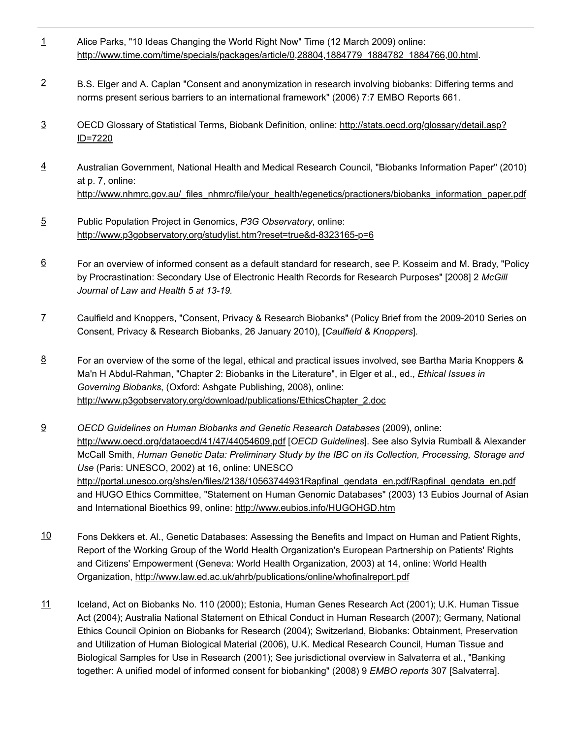1 Alice Parks, "10 Ideas Changing the World Right Now" Time (12 March 2009) online: http://www.time.com/time/specials/packages/article/0,28804,1884779_1884782_1884766,00.html.

2 B.S. Elger and A. Caplan "Consent and anonymization in research involving biobanks: Differing terms and norms present serious barriers to an international framework" (2006) 7:7 EMBO Reports 661.

3 OECD Glossary of Statistical Terms, Biobank Definition, online: http://stats.oecd.org/glossary/detail.asp?ID=7220

4 Australian Government, National Health and Medical Research Council, "Biobanks Information Paper" (2010) at p. 7, online: http://www.nhmrc.gov.au/_files_nhmrc/file/your_health/egenetics/practioners/biobanks_information_paper.pdf

5 Public Population Project in Genomics, *P3G Observatory*, online: http://www.p3gobservatory.org/studylist.htm?reset=true&d-8323165-p=6

6 For an overview of informed consent as a default standard for research, see P. Kosseim and M. Brady, "Policy by Procrastination: Secondary Use of Electronic Health Records for Research Purposes" [2008] 2 *McGill Journal of Law and Health 5 at 13-19.*

7 Caulfield and Knoppers, "Consent, Privacy & Research Biobanks" (Policy Brief from the 2009-2010 Series on Consent, Privacy & Research Biobanks, 26 January 2010), [*Caulfield & Knoppers*].

8 For an overview of the some of the legal, ethical and practical issues involved, see Bartha Maria Knoppers & Ma'n H Abdul-Rahman, "Chapter 2: Biobanks in the Literature", in Elger et al., ed., *Ethical Issues in Governing Biobanks*, (Oxford: Ashgate Publishing, 2008), online: http://www.p3gobservatory.org/download/publications/EthicsChapter_2.doc

9 *OECD Guidelines on Human Biobanks and Genetic Research Databases* (2009), online: http://www.oecd.org/dataoecd/41/47/44054609.pdf [*OECD Guidelines*]. See also Sylvia Rumball & Alexander McCall Smith, *Human Genetic Data: Preliminary Study by the IBC on its Collection, Processing, Storage and Use* (Paris: UNESCO, 2002) at 16, online: UNESCO http://portal.unesco.org/shs/en/files/2138/10563744931Rapfinal_gendata_en.pdf/Rapfinal_gendata_en.pdf and HUGO Ethics Committee, "Statement on Human Genomic Databases" (2003) 13 Eubios Journal of Asian and International Bioethics 99, online: http://www.eubios.info/HUGOHGD.htm

10 Fons Dekkers et. Al., Genetic Databases: Assessing the Benefits and Impact on Human and Patient Rights, Report of the Working Group of the World Health Organization's European Partnership on Patients' Rights and Citizens' Empowerment (Geneva: World Health Organization, 2003) at 14, online: World Health Organization, http://www.law.ed.ac.uk/ahrb/publications/online/whofinalreport.pdf

11 Iceland, Act on Biobanks No. 110 (2000); Estonia, Human Genes Research Act (2001); U.K. Human Tissue Act (2004); Australia National Statement on Ethical Conduct in Human Research (2007); Germany, National Ethics Council Opinion on Biobanks for Research (2004); Switzerland, Biobanks: Obtainment, Preservation and Utilization of Human Biological Material (2006), U.K. Medical Research Council, Human Tissue and Biological Samples for Use in Research (2001); See jurisdictional overview in Salvaterra et al., "Banking together: A unified model of informed consent for biobanking" (2008) 9 *EMBO reports* 307 [Salvaterra].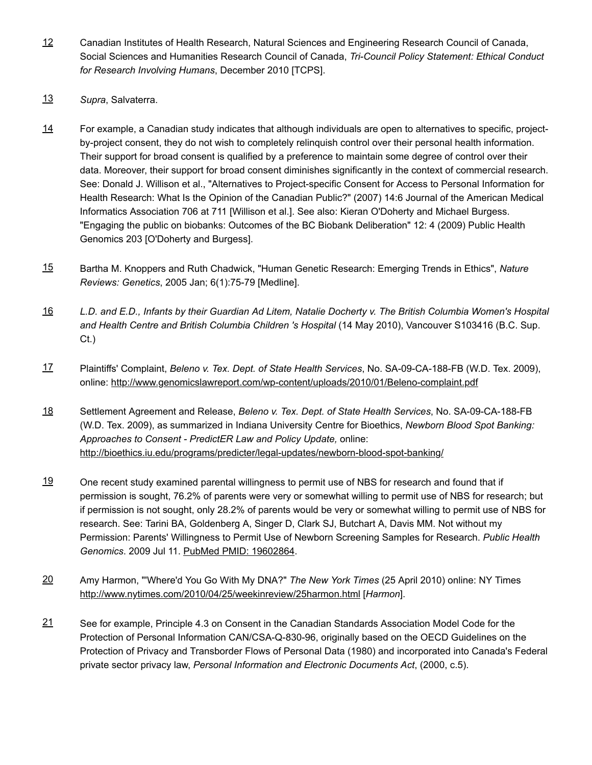12 Canadian Institutes of Health Research, Natural Sciences and Engineering Research Council of Canada, Social Sciences and Humanities Research Council of Canada, *Tri-Council Policy Statement: Ethical Conduct for Research Involving Humans*, December 2010 [TCPS].

13 *Supra*, Salvaterra.

14 For example, a Canadian study indicates that although individuals are open to alternatives to specific, project-by-project consent, they do not wish to completely relinquish control over their personal health information. Their support for broad consent is qualified by a preference to maintain some degree of control over their data. Moreover, their support for broad consent diminishes significantly in the context of commercial research. See: Donald J. Willison et al., "Alternatives to Project-specific Consent for Access to Personal Information for Health Research: What Is the Opinion of the Canadian Public?" (2007) 14:6 Journal of the American Medical Informatics Association 706 at 711 [Willison et al.]. See also: Kieran O'Doherty and Michael Burgess. "Engaging the public on biobanks: Outcomes of the BC Biobank Deliberation" 12: 4 (2009) Public Health Genomics 203 [O'Doherty and Burgess].

15 Bartha M. Knoppers and Ruth Chadwick, "Human Genetic Research: Emerging Trends in Ethics", *Nature Reviews: Genetics*, 2005 Jan; 6(1):75-79 [Medline].

16 *L.D. and E.D., Infants by their Guardian Ad Litem, Natalie Docherty v. The British Columbia Women's Hospital and Health Centre and British Columbia Children 's Hospital* (14 May 2010), Vancouver S103416 (B.C. Sup. Ct.)

17 Plaintiffs' Complaint, *Beleno v. Tex. Dept. of State Health Services*, No. SA-09-CA-188-FB (W.D. Tex. 2009), online: http://www.genomicslawreport.com/wp-content/uploads/2010/01/Beleno-complaint.pdf

18 Settlement Agreement and Release, *Beleno v. Tex. Dept. of State Health Services*, No. SA-09-CA-188-FB (W.D. Tex. 2009), as summarized in Indiana University Centre for Bioethics, *Newborn Blood Spot Banking: Approaches to Consent - PredictER Law and Policy Update,* online: http://bioethics.iu.edu/programs/predicter/legal-updates/newborn-blood-spot-banking/

19 One recent study examined parental willingness to permit use of NBS for research and found that if permission is sought, 76.2% of parents were very or somewhat willing to permit use of NBS for research; but if permission is not sought, only 28.2% of parents would be very or somewhat willing to permit use of NBS for research. See: Tarini BA, Goldenberg A, Singer D, Clark SJ, Butchart A, Davis MM. Not without my Permission: Parents' Willingness to Permit Use of Newborn Screening Samples for Research. *Public Health Genomics*. 2009 Jul 11. PubMed PMID: 19602864.

20 Amy Harmon, "'Where'd You Go With My DNA?" *The New York Times* (25 April 2010) online: NY Times http://www.nytimes.com/2010/04/25/weekinreview/25harmon.html [*Harmon*].

21 See for example, Principle 4.3 on Consent in the Canadian Standards Association Model Code for the Protection of Personal Information CAN/CSA-Q-830-96, originally based on the OECD Guidelines on the Protection of Privacy and Transborder Flows of Personal Data (1980) and incorporated into Canada's Federal private sector privacy law, *Personal Information and Electronic Documents Act*, (2000, c.5).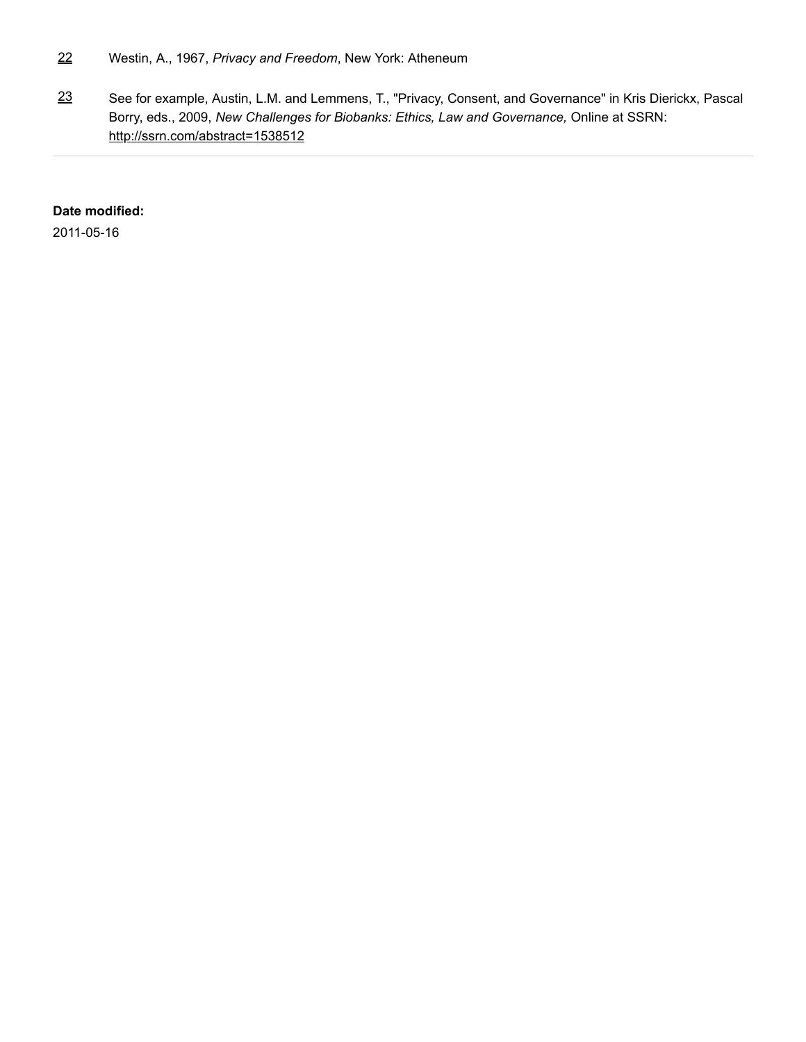22 Westin, A., 1967, *Privacy and Freedom*, New York: Atheneum

23 See for example, Austin, L.M. and Lemmens, T., "Privacy, Consent, and Governance" in Kris Dierickx, Pascal Borry, eds., 2009, *New Challenges for Biobanks: Ethics, Law and Governance,* Online at SSRN: http://ssrn.com/abstract=1538512

---

**Date modified:**

2011-05-16